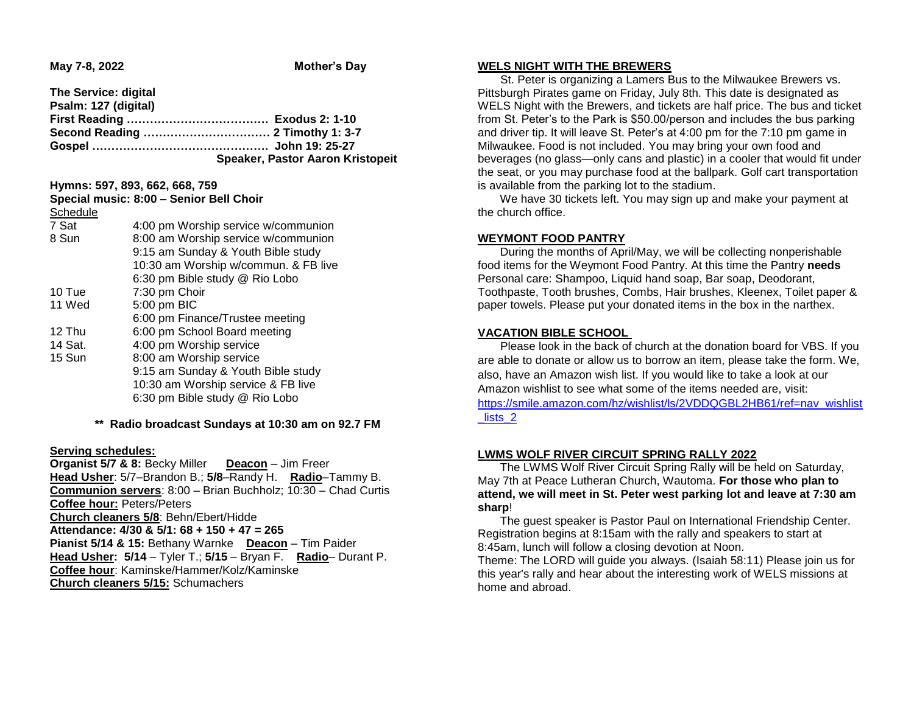**May 7-8, 2022** **Mother's Day**

**The Service: digital**
**Psalm: 127 (digital)**
**First Reading ……………………………… Exodus 2: 1-10**
**Second Reading …………………………… 2 Timothy 1: 3-7**
**Gospel ……………………………………… John 19: 25-27**
**Speaker, Pastor Aaron Kristopeit**

**Hymns: 597, 893, 662, 668, 759**
**Special music: 8:00 – Senior Bell Choir**

Schedule

| | |
|---|---|
| 7 Sat | 4:00 pm Worship service w/communion |
| 8 Sun | 8:00 am Worship service w/communion |
| | 9:15 am Sunday & Youth Bible study |
| | 10:30 am Worship w/commun. & FB live |
| | 6:30 pm Bible study @ Rio Lobo |
| 10 Tue | 7:30 pm Choir |
| 11 Wed | 5:00 pm BIC |
| | 6:00 pm Finance/Trustee meeting |
| 12 Thu | 6:00 pm School Board meeting |
| 14 Sat. | 4:00 pm Worship service |
| 15 Sun | 8:00 am Worship service |
| | 9:15 am Sunday & Youth Bible study |
| | 10:30 am Worship service & FB live |
| | 6:30 pm Bible study @ Rio Lobo |

**\*\* Radio broadcast Sundays at 10:30 am on 92.7 FM**

**Serving schedules:**
**Organist 5/7 & 8:** Becky Miller **Deacon** – Jim Freer
**Head Usher**: 5/7–Brandon B.; **5/8**–Randy H. **Radio**–Tammy B.
**Communion servers**: 8:00 – Brian Buchholz; 10:30 – Chad Curtis
**Coffee hour:** Peters/Peters
**Church cleaners 5/8**: Behn/Ebert/Hidde
**Attendance: 4/30 & 5/1: 68 + 150 + 47 = 265**
**Pianist 5/14 & 15:** Bethany Warnke **Deacon** – Tim Paider
**Head Usher: 5/14** – Tyler T.; **5/15** – Bryan F. **Radio**– Durant P.
**Coffee hour**: Kaminske/Hammer/Kolz/Kaminske
**Church cleaners 5/15:** Schumachers

## WELS NIGHT WITH THE BREWERS

St. Peter is organizing a Lamers Bus to the Milwaukee Brewers vs. Pittsburgh Pirates game on Friday, July 8th. This date is designated as WELS Night with the Brewers, and tickets are half price. The bus and ticket from St. Peter's to the Park is $50.00/person and includes the bus parking and driver tip. It will leave St. Peter's at 4:00 pm for the 7:10 pm game in Milwaukee. Food is not included. You may bring your own food and beverages (no glass—only cans and plastic) in a cooler that would fit under the seat, or you may purchase food at the ballpark. Golf cart transportation is available from the parking lot to the stadium.

We have 30 tickets left. You may sign up and make your payment at the church office.

## WEYMONT FOOD PANTRY

During the months of April/May, we will be collecting nonperishable food items for the Weymont Food Pantry. At this time the Pantry **needs** Personal care: Shampoo, Liquid hand soap, Bar soap, Deodorant, Toothpaste, Tooth brushes, Combs, Hair brushes, Kleenex, Toilet paper & paper towels. Please put your donated items in the box in the narthex.

## VACATION BIBLE SCHOOL

Please look in the back of church at the donation board for VBS. If you are able to donate or allow us to borrow an item, please take the form. We, also, have an Amazon wish list. If you would like to take a look at our Amazon wishlist to see what some of the items needed are, visit: https://smile.amazon.com/hz/wishlist/ls/2VDDQGBL2HB61/ref=nav_wishlist_lists_2

## LWMS WOLF RIVER CIRCUIT SPRING RALLY 2022

The LWMS Wolf River Circuit Spring Rally will be held on Saturday, May 7th at Peace Lutheran Church, Wautoma. **For those who plan to attend, we will meet in St. Peter west parking lot and leave at 7:30 am sharp**!

The guest speaker is Pastor Paul on International Friendship Center. Registration begins at 8:15am with the rally and speakers to start at 8:45am, lunch will follow a closing devotion at Noon.
Theme: The LORD will guide you always. (Isaiah 58:11) Please join us for this year's rally and hear about the interesting work of WELS missions at home and abroad.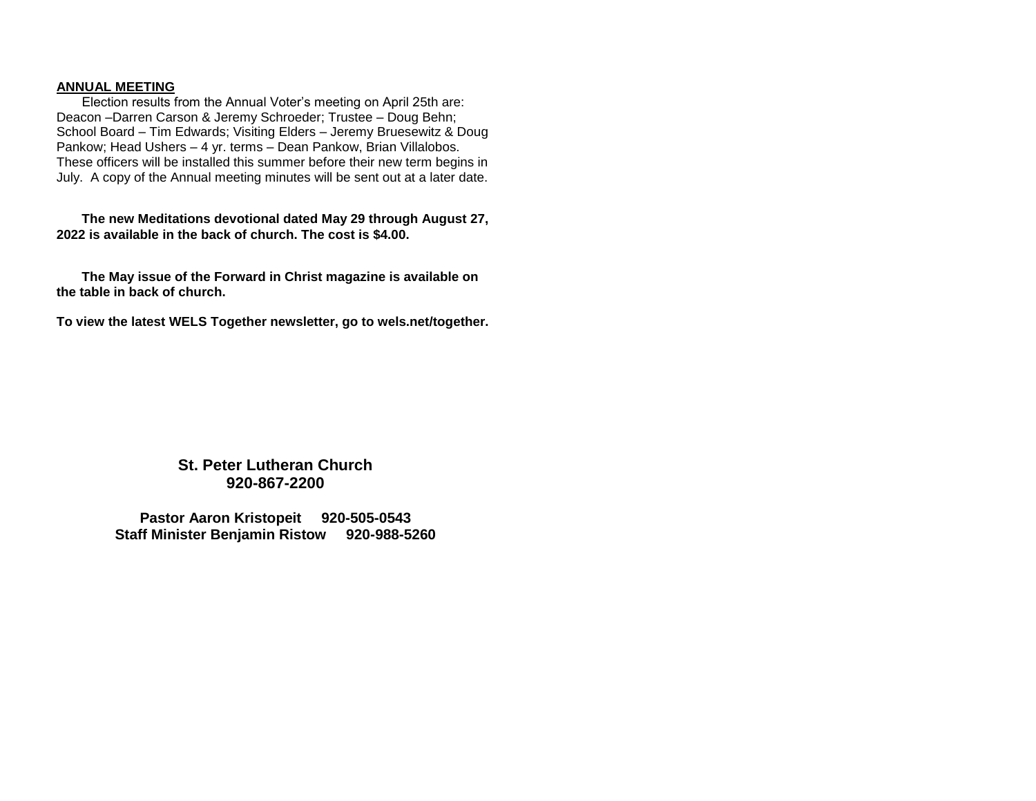## ANNUAL MEETING

Election results from the Annual Voter's meeting on April 25th are: Deacon –Darren Carson & Jeremy Schroeder; Trustee – Doug Behn; School Board – Tim Edwards; Visiting Elders – Jeremy Bruesewitz & Doug Pankow; Head Ushers – 4 yr. terms – Dean Pankow, Brian Villalobos. These officers will be installed this summer before their new term begins in July. A copy of the Annual meeting minutes will be sent out at a later date.

**The new Meditations devotional dated May 29 through August 27, 2022 is available in the back of church. The cost is $4.00.**

**The May issue of the Forward in Christ magazine is available on the table in back of church.**

**To view the latest WELS Together newsletter, go to wels.net/together.**

**St. Peter Lutheran Church**
**920-867-2200**

**Pastor Aaron Kristopeit 920-505-0543**
**Staff Minister Benjamin Ristow 920-988-5260**